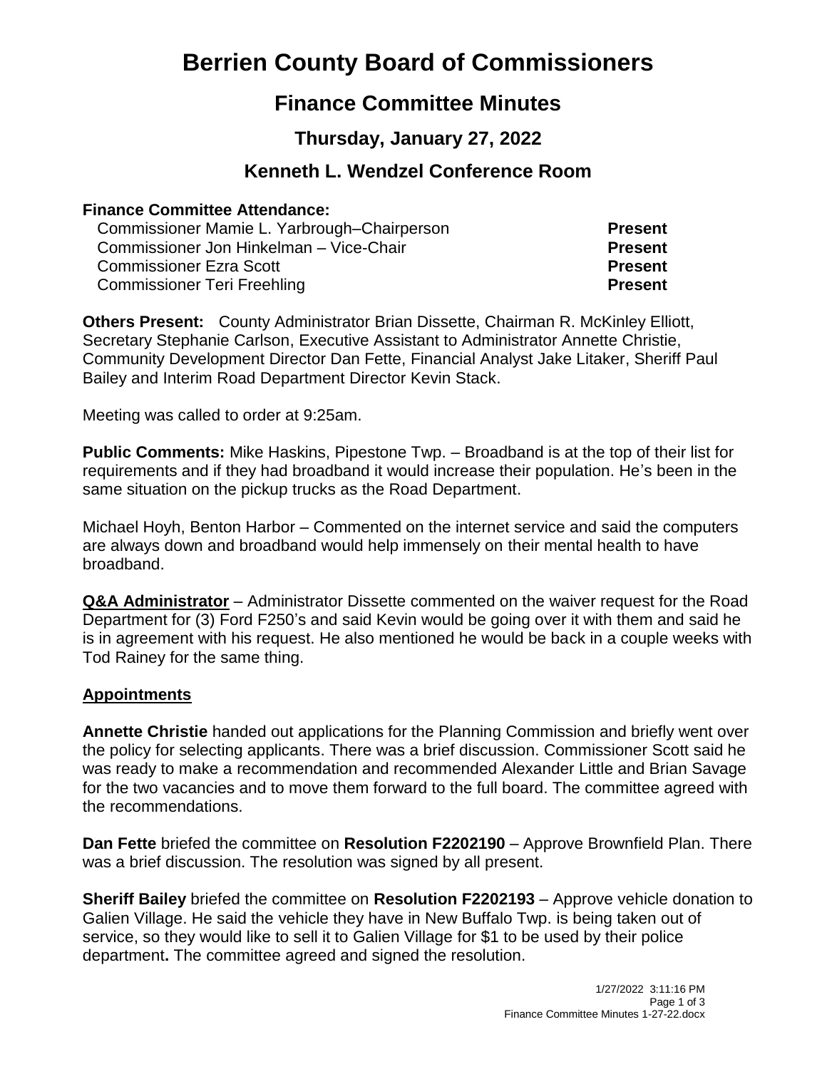# Berrien County Board of Commissioners

## Finance Committee Minutes

### Thursday, January 27, 2022

### Kenneth L. Wendzel Conference Room

**Finance Committee Attendance:**

| | |
|---|---|
| Commissioner Mamie L. Yarbrough–Chairperson | **Present** |
| Commissioner Jon Hinkelman – Vice-Chair | **Present** |
| Commissioner Ezra Scott | **Present** |
| Commissioner Teri Freehling | **Present** |

**Others Present:** County Administrator Brian Dissette, Chairman R. McKinley Elliott, Secretary Stephanie Carlson, Executive Assistant to Administrator Annette Christie, Community Development Director Dan Fette, Financial Analyst Jake Litaker, Sheriff Paul Bailey and Interim Road Department Director Kevin Stack.

Meeting was called to order at 9:25am.

**Public Comments:** Mike Haskins, Pipestone Twp. – Broadband is at the top of their list for requirements and if they had broadband it would increase their population. He's been in the same situation on the pickup trucks as the Road Department.

Michael Hoyh, Benton Harbor – Commented on the internet service and said the computers are always down and broadband would help immensely on their mental health to have broadband.

**Q&A Administrator** – Administrator Dissette commented on the waiver request for the Road Department for (3) Ford F250's and said Kevin would be going over it with them and said he is in agreement with his request. He also mentioned he would be back in a couple weeks with Tod Rainey for the same thing.

**Appointments**

**Annette Christie** handed out applications for the Planning Commission and briefly went over the policy for selecting applicants. There was a brief discussion. Commissioner Scott said he was ready to make a recommendation and recommended Alexander Little and Brian Savage for the two vacancies and to move them forward to the full board. The committee agreed with the recommendations.

**Dan Fette** briefed the committee on **Resolution F2202190** – Approve Brownfield Plan. There was a brief discussion. The resolution was signed by all present.

**Sheriff Bailey** briefed the committee on **Resolution F2202193** – Approve vehicle donation to Galien Village. He said the vehicle they have in New Buffalo Twp. is being taken out of service, so they would like to sell it to Galien Village for $1 to be used by their police department**.** The committee agreed and signed the resolution.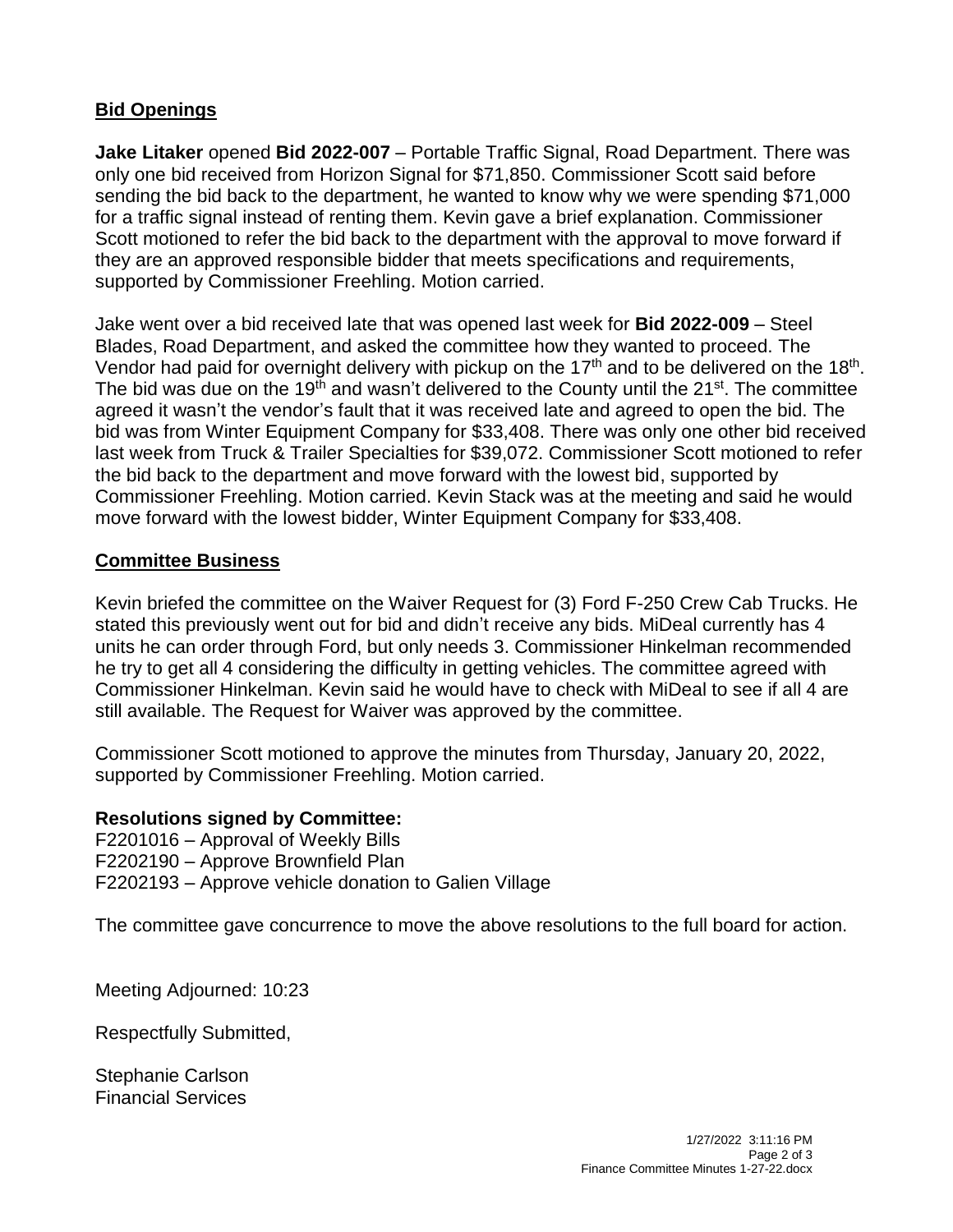## Bid Openings

**Jake Litaker** opened **Bid 2022-007** – Portable Traffic Signal, Road Department. There was only one bid received from Horizon Signal for $71,850. Commissioner Scott said before sending the bid back to the department, he wanted to know why we were spending $71,000 for a traffic signal instead of renting them. Kevin gave a brief explanation. Commissioner Scott motioned to refer the bid back to the department with the approval to move forward if they are an approved responsible bidder that meets specifications and requirements, supported by Commissioner Freehling. Motion carried.

Jake went over a bid received late that was opened last week for **Bid 2022-009** – Steel Blades, Road Department, and asked the committee how they wanted to proceed. The Vendor had paid for overnight delivery with pickup on the 17th and to be delivered on the 18th. The bid was due on the 19th and wasn't delivered to the County until the 21st. The committee agreed it wasn't the vendor's fault that it was received late and agreed to open the bid. The bid was from Winter Equipment Company for $33,408. There was only one other bid received last week from Truck & Trailer Specialties for $39,072. Commissioner Scott motioned to refer the bid back to the department and move forward with the lowest bid, supported by Commissioner Freehling. Motion carried. Kevin Stack was at the meeting and said he would move forward with the lowest bidder, Winter Equipment Company for $33,408.

## Committee Business

Kevin briefed the committee on the Waiver Request for (3) Ford F-250 Crew Cab Trucks. He stated this previously went out for bid and didn't receive any bids. MiDeal currently has 4 units he can order through Ford, but only needs 3. Commissioner Hinkelman recommended he try to get all 4 considering the difficulty in getting vehicles. The committee agreed with Commissioner Hinkelman. Kevin said he would have to check with MiDeal to see if all 4 are still available. The Request for Waiver was approved by the committee.

Commissioner Scott motioned to approve the minutes from Thursday, January 20, 2022, supported by Commissioner Freehling. Motion carried.

**Resolutions signed by Committee:**

F2201016 – Approval of Weekly Bills
F2202190 – Approve Brownfield Plan
F2202193 – Approve vehicle donation to Galien Village

The committee gave concurrence to move the above resolutions to the full board for action.

Meeting Adjourned: 10:23

Respectfully Submitted,

Stephanie Carlson
Financial Services